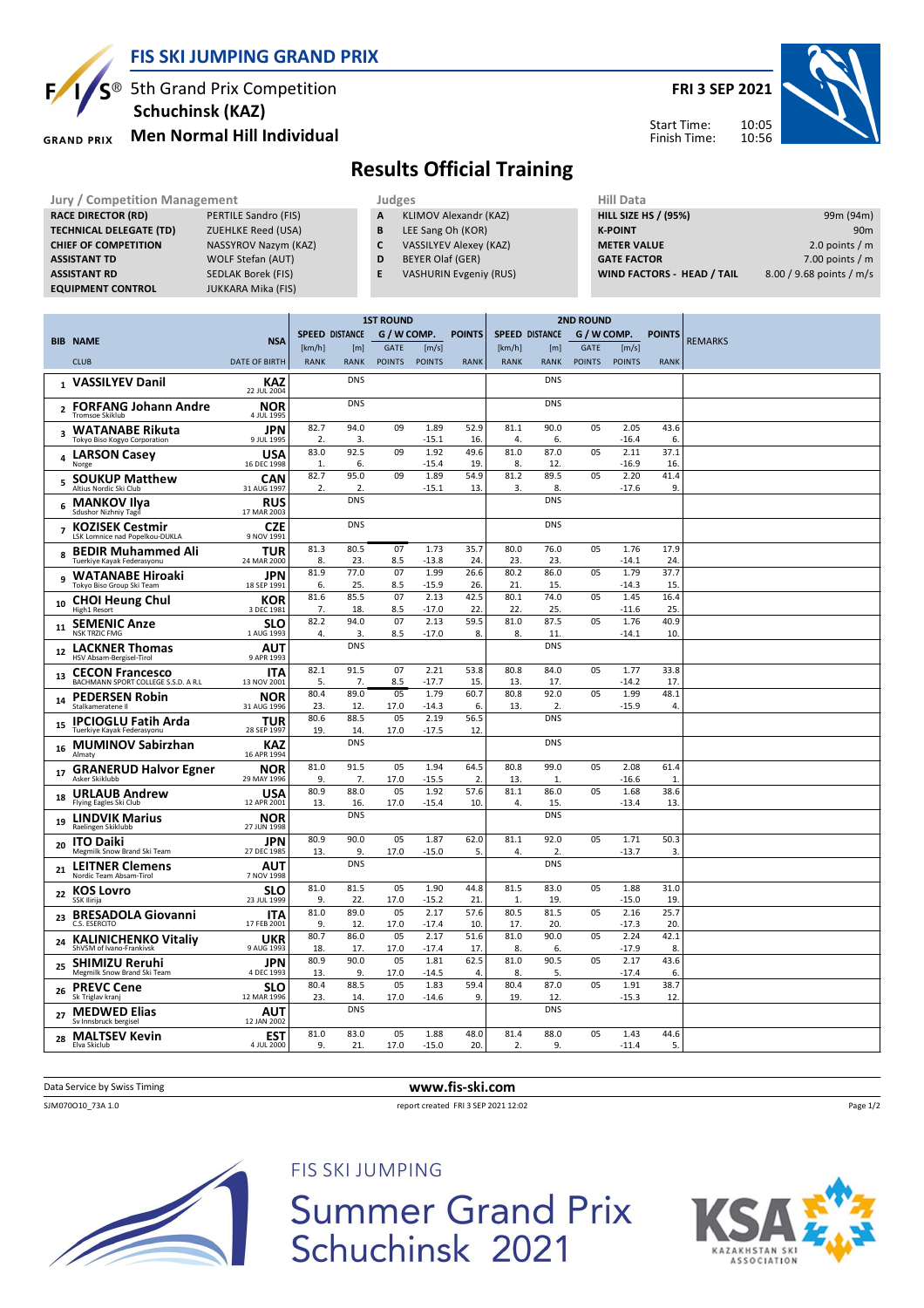# FIS SKI JUMPING GRAND PRIX

5th Grand Prix Competition
**Schuchinsk (KAZ)**
**Men Normal Hill Individual**

**FRI 3 SEP 2021**

Start Time: 10:05
Finish Time: 10:56

## Results Official Training

| Jury / Competition Management | |
|---|---|
| RACE DIRECTOR (RD) | PERTILE Sandro (FIS) |
| TECHNICAL DELEGATE (TD) | ZUEHLKE Reed (USA) |
| CHIEF OF COMPETITION | NASSYROV Nazym (KAZ) |
| ASSISTANT TD | WOLF Stefan (AUT) |
| ASSISTANT RD | SEDLAK Borek (FIS) |
| EQUIPMENT CONTROL | JUKKARA Mika (FIS) |

| Judges | |
|---|---|
| A | KLIMOV Alexandr (KAZ) |
| B | LEE Sang Oh (KOR) |
| C | VASSILYEV Alexey (KAZ) |
| D | BEYER Olaf (GER) |
| E | VASHURIN Evgeniy (RUS) |

| Hill Data | |
|---|---|
| HILL SIZE HS / (95%) | 99m (94m) |
| K-POINT | 90m |
| METER VALUE | 2.0 points / m |
| GATE FACTOR | 7.00 points / m |
| WIND FACTORS - HEAD / TAIL | 8.00 / 9.68 points / m/s |

| BIB | NAME / CLUB | NSA / DATE OF BIRTH | 1st R. SPEED [km/h] / RANK | 1st R. DISTANCE [m] / RANK | 1st R. GATE / POINTS | 1st R. WIND [m/s] / POINTS | 1st R. POINTS / RANK | 2nd R. SPEED [km/h] / RANK | 2nd R. DISTANCE [m] / RANK | 2nd R. GATE / POINTS | 2nd R. WIND [m/s] / POINTS | 2nd R. POINTS / RANK | REMARKS |
|---|---|---|---|---|---|---|---|---|---|---|---|---|---|
| 1 | VASSILYEV Danil | KAZ 22 JUL 2004 | | DNS | | | | | DNS | | | | |
| 2 | FORFANG Johann Andre / Tromsoe Skiklub | NOR 4 JUL 1995 | | DNS | | | | | DNS | | | | |
| 3 | WATANABE Rikuta / Tokyo Biso Kogyo Corporation | JPN 9 JUL 1995 | 82.7 / 2. | 94.0 / 3. | 09 | 1.89 / -15.1 | 52.9 / 16. | 81.1 / 4. | 90.0 / 6. | 05 | 2.05 / -16.4 | 43.6 / 6. | |
| 4 | LARSON Casey / Norge | USA 16 DEC 1998 | 83.0 / 1. | 92.5 / 6. | 09 | 1.92 / -15.4 | 49.6 / 19. | 81.0 / 8. | 87.0 / 12. | 05 | 2.11 / -16.9 | 37.1 / 16. | |
| 5 | SOUKUP Matthew / Altius Nordic Ski Club | CAN 31 AUG 1997 | 82.7 / 2. | 95.0 / 2. | 09 | 1.89 / -15.1 | 54.9 / 13. | 81.2 / 3. | 89.5 / 8. | 05 | 2.20 / -17.6 | 41.4 / 9. | |
| 6 | MANKOV Ilya / Sdushor Nizhniy Tagil | RUS 17 MAR 2003 | | DNS | | | | | DNS | | | | |
| 7 | KOZISEK Cestmir / LSK Lomnice nad Popelkou-DUKLA | CZE 9 NOV 1991 | | DNS | | | | | DNS | | | | |
| 8 | BEDIR Muhammed Ali / Tuerkiye Kayak Federasyonu | TUR 24 MAR 2000 | 81.3 / 8. | 80.5 / 23. | 07 / 8.5 | 1.73 / -13.8 | 35.7 / 24. | 80.0 / 23. | 76.0 / 23. | 05 | 1.76 / -14.1 | 17.9 / 24. | |
| 9 | WATANABE Hiroaki / Tokyo Biso Group Ski Team | JPN 18 SEP 1991 | 81.9 / 6. | 77.0 / 25. | 07 / 8.5 | 1.99 / -15.9 | 26.6 / 26. | 80.2 / 21. | 86.0 / 15. | 05 | 1.79 / -14.3 | 37.7 / 15. | |
| 10 | CHOI Heung Chul / High1 Resort | KOR 3 DEC 1981 | 81.6 / 7. | 85.5 / 18. | 07 / 8.5 | 2.13 / -17.0 | 42.5 / 22. | 80.1 / 22. | 74.0 / 25. | 05 | 1.45 / -11.6 | 16.4 / 25. | |
| 11 | SEMENIC Anze / NSK TRZIC FMG | SLO 1 AUG 1993 | 82.2 / 4. | 94.0 / 3. | 07 / 8.5 | 2.13 / -17.0 | 59.5 / 8. | 81.0 / 8. | 87.5 / 11. | 05 | 1.76 / -14.1 | 40.9 / 10. | |
| 12 | LACKNER Thomas / HSV Absam-Bergisel-Tirol | AUT 9 APR 1993 | | DNS | | | | | DNS | | | | |
| 13 | CECON Francesco / BACHMANN SPORT COLLEGE S.S.D. A R.L | ITA 13 NOV 2001 | 82.1 / 5. | 91.5 / 7. | 07 / 8.5 | 2.21 / -17.7 | 53.8 / 15. | 80.8 / 13. | 84.0 / 17. | 05 | 1.77 / -14.2 | 33.8 / 17. | |
| 14 | PEDERSEN Robin / Stalkameratene Il | NOR 31 AUG 1996 | 80.4 / 23. | 89.0 / 12. | 05 / 17.0 | 1.79 / -14.3 | 60.7 / 6. | 80.8 / 13. | 92.0 / 2. | 05 | 1.99 / -15.9 | 48.1 / 4. | |
| 15 | IPCIOGLU Fatih Arda / Tuerkiye Kayak Federasyonu | TUR 28 SEP 1997 | 80.6 / 19. | 88.5 / 14. | 05 / 17.0 | 2.19 / -17.5 | 56.5 / 12. | | DNS | | | | |
| 16 | MUMINOV Sabirzhan / Almaty | KAZ 16 APR 1994 | | DNS | | | | | DNS | | | | |
| 17 | GRANERUD Halvor Egner / Asker Skiklubb | NOR 29 MAY 1996 | 81.0 / 9. | 91.5 / 7. | 05 / 17.0 | 1.94 / -15.5 | 64.5 / 2. | 80.8 / 13. | 99.0 / 1. | 05 | 2.08 / -16.6 | 61.4 / 1. | |
| 18 | URLAUB Andrew / Flying Eagles Ski Club | USA 12 APR 2001 | 80.9 / 13. | 88.0 / 16. | 05 / 17.0 | 1.92 / -15.4 | 57.6 / 10. | 81.1 / 4. | 86.0 / 15. | 05 | 1.68 / -13.4 | 38.6 / 13. | |
| 19 | LINDVIK Marius / Raelingen Skiklubb | NOR 27 JUN 1998 | | DNS | | | | | DNS | | | | |
| 20 | ITO Daiki / Megmilk Snow Brand Ski Team | JPN 27 DEC 1985 | 80.9 / 13. | 90.0 / 9. | 05 / 17.0 | 1.87 / -15.0 | 62.0 / 5. | 81.1 / 4. | 92.0 / 2. | 05 | 1.71 / -13.7 | 50.3 / 3. | |
| 21 | LEITNER Clemens / Nordic Team Absam-Tirol | AUT 7 NOV 1998 | | DNS | | | | | DNS | | | | |
| 22 | KOS Lovro / SSK Ilirija | SLO 23 JUL 1999 | 81.0 / 9. | 81.5 / 22. | 05 / 17.0 | 1.90 / -15.2 | 44.8 / 21. | 81.5 / 1. | 83.0 / 19. | 05 | 1.88 / -15.0 | 31.0 / 19. | |
| 23 | BRESADOLA Giovanni / C.S. ESERCITO | ITA 17 FEB 2001 | 81.0 / 9. | 89.0 / 12. | 05 / 17.0 | 2.17 / -17.4 | 56.6 / 10. | 80.5 / 17. | 81.5 / 20. | 05 | 2.16 / -17.3 | 25.7 / 20. | |
| 24 | KALINICHENKO Vitaliy / ShVSM of Ivano-Frankivsk | UKR 9 AUG 1993 | 80.7 / 18. | 86.0 / 17. | 05 / 17.0 | 2.17 / -17.4 | 51.6 / 17. | 81.0 / 8. | 90.0 / 6. | 05 | 2.24 / -17.9 | 42.1 / 8. | |
| 25 | SHIMIZU Reruhi / Megmilk Snow Brand Ski Team | JPN 4 DEC 1993 | 80.9 / 13. | 90.0 / 9. | 05 / 17.0 | 1.81 / -14.5 | 62.5 / 4. | 81.0 / 8. | 90.5 / 5. | 05 | 2.17 / -17.4 | 43.6 / 6. | |
| 26 | PREVC Cene / Sk Triglav kranj | SLO 12 MAR 1996 | 80.4 / 23. | 88.5 / 14. | 05 / 17.0 | 1.83 / -14.6 | 59.4 / 9. | 80.4 / 19. | 87.0 / 12. | 05 | 1.91 / -15.3 | 38.7 / 12. | |
| 27 | MEDWED Elias / Sv Innsbruck bergisel | AUT 12 JAN 2002 | | DNS | | | | | DNS | | | | |
| 28 | MALTSEV Kevin / Elva Skiclub | EST 4 JUL 2000 | 81.0 / 9. | 83.0 / 21. | 05 / 17.0 | 1.88 / -15.0 | 48.0 / 20. | 81.4 / 2. | 88.0 / 9. | 05 | 1.43 / -11.4 | 44.6 / 5. | |

Data Service by Swiss Timing | www.fis-ski.com

SJM070O10_73A 1.0 report created FRI 3 SEP 2021 12:02

FIS SKI JUMPING
Summer Grand Prix Schuchinsk 2021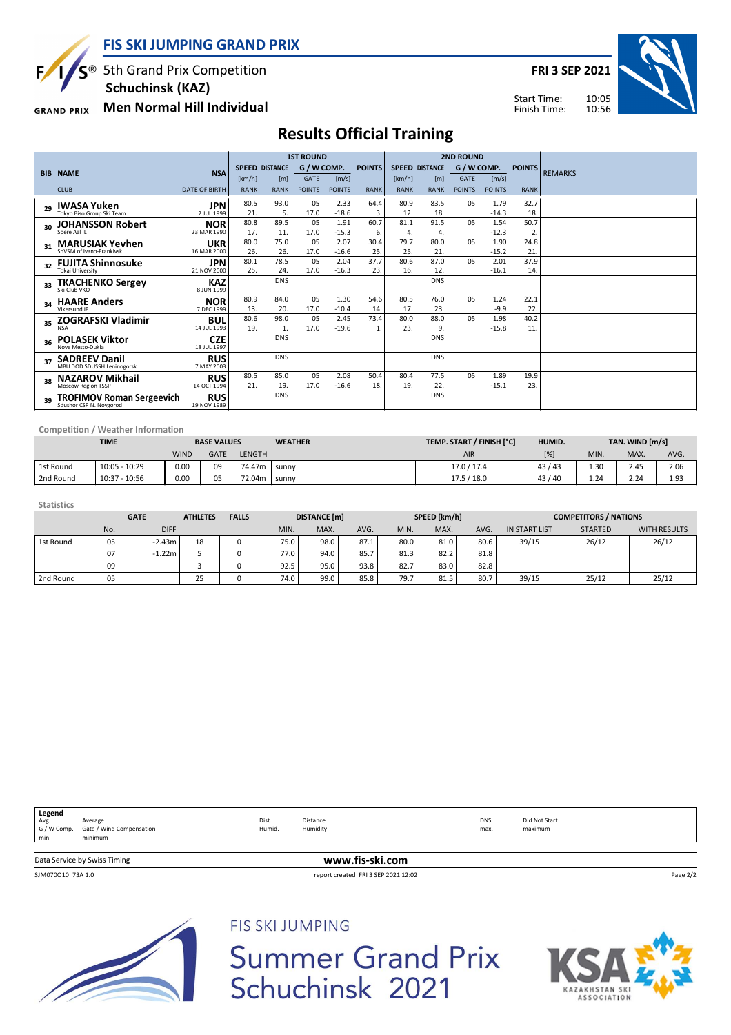# FIS SKI JUMPING GRAND PRIX

5th Grand Prix Competition
**Schuchinsk (KAZ)**
**Men Normal Hill Individual**

**FRI 3 SEP 2021**

Start Time: 10:05
Finish Time: 10:56

## Results Official Training

| BIB | NAME / CLUB | NSA / DATE OF BIRTH | 1ST ROUND SPEED [km/h] / RANK | DISTANCE [m] / RANK | G/W COMP. GATE / POINTS | [m/s] / POINTS | POINTS / RANK | 2ND ROUND SPEED [km/h] / RANK | DISTANCE [m] / RANK | G/W COMP. GATE / POINTS | [m/s] / POINTS | POINTS / RANK | REMARKS |
|---|---|---|---|---|---|---|---|---|---|---|---|---|---|
| 29 | **IWASA Yuken** Tokyo Biso Group Ski Team | **JPN** 2 JUL 1999 | 80.5 21. | 93.0 5. | 05 17.0 | 2.33 -18.6 | 64.4 3. | 80.9 12. | 83.5 18. | 05 | 1.79 -14.3 | 32.7 18. | |
| 30 | **JOHANSSON Robert** Soere Aal IL | **NOR** 23 MAR 1990 | 80.8 17. | 89.5 11. | 05 17.0 | 1.91 -15.3 | 60.7 6. | 81.1 4. | 91.5 4. | 05 | 1.54 -12.3 | 50.7 2. | |
| 31 | **MARUSIAK Yevhen** ShVSM of Ivano-Frankivsk | **UKR** 16 MAR 2000 | 80.0 26. | 75.0 26. | 05 17.0 | 2.07 -16.6 | 30.4 25. | 79.7 25. | 80.0 21. | 05 | 1.90 -15.2 | 24.8 21. | |
| 32 | **FUJITA Shinnosuke** Tokai University | **JPN** 21 NOV 2000 | 80.1 25. | 78.5 24. | 05 17.0 | 2.04 -16.3 | 37.7 23. | 80.6 16. | 87.0 12. | 05 | 2.01 -16.1 | 37.9 14. | |
| 33 | **TKACHENKO Sergey** Ski Club VKO | **KAZ** 8 JUN 1999 | | DNS | | | | | DNS | | | | |
| 34 | **HAARE Anders** Vikersund IF | **NOR** 7 DEC 1999 | 80.9 13. | 84.0 20. | 05 17.0 | 1.30 -10.4 | 54.6 14. | 80.5 17. | 76.0 23. | 05 | 1.24 -9.9 | 22.1 22. | |
| 35 | **ZOGRAFSKI Vladimir** NSA | **BUL** 14 JUL 1993 | 80.6 19. | 98.0 1. | 05 17.0 | 2.45 -19.6 | 73.4 1. | 80.0 23. | 88.0 9. | 05 | 1.98 -15.8 | 40.2 11. | |
| 36 | **POLASEK Viktor** Nove Mesto-Dukla | **CZE** 18 JUL 1997 | | DNS | | | | | DNS | | | | |
| 37 | **SADREEV Danil** MBU DOD SDUSSH Leninogorsk | **RUS** 7 MAY 2003 | | DNS | | | | | DNS | | | | |
| 38 | **NAZAROV Mikhail** Moscow Region TSSP | **RUS** 14 OCT 1994 | 80.5 21. | 85.0 19. | 05 17.0 | 2.08 -16.6 | 50.4 18. | 80.4 19. | 77.5 22. | 05 | 1.89 -15.1 | 19.9 23. | |
| 39 | **TROFIMOV Roman Sergeevich** Sdushor CSP N. Novgorod | **RUS** 19 NOV 1989 | | DNS | | | | | DNS | | | | |

### Competition / Weather Information

| | TIME | BASE VALUES WIND | GATE | LENGTH | WEATHER | TEMP. START / FINISH [°C] AIR | HUMID. [%] | TAN. WIND [m/s] MIN. | MAX. | AVG. |
|---|---|---|---|---|---|---|---|---|---|---|
| 1st Round | 10:05 - 10:29 | 0.00 | 09 | 74.47m | sunny | 17.0 / 17.4 | 43 / 43 | 1.30 | 2.45 | 2.06 |
| 2nd Round | 10:37 - 10:56 | 0.00 | 05 | 72.04m | sunny | 17.5 / 18.0 | 43 / 40 | 1.24 | 2.24 | 1.93 |

### Statistics

| | GATE No. | GATE DIFF | ATHLETES | FALLS | DISTANCE [m] MIN. | MAX. | AVG. | SPEED [km/h] MIN. | MAX. | AVG. | COMPETITORS / NATIONS IN START LIST | STARTED | WITH RESULTS |
|---|---|---|---|---|---|---|---|---|---|---|---|---|---|
| 1st Round | 05 | -2.43m | 18 | 0 | 75.0 | 98.0 | 87.1 | 80.0 | 81.0 | 80.6 | 39/15 | 26/12 | 26/12 |
| | 07 | -1.22m | 5 | 0 | 77.0 | 94.0 | 85.7 | 81.3 | 82.2 | 81.8 | | | |
| | 09 | | 3 | 0 | 92.5 | 95.0 | 93.8 | 82.7 | 83.0 | 82.8 | | | |
| 2nd Round | 05 | | 25 | 0 | 74.0 | 99.0 | 85.8 | 79.7 | 81.5 | 80.7 | 39/15 | 25/12 | 25/12 |

**Legend**

| | | | | | |
|---|---|---|---|---|---|
| Avg. | Average | Dist. | Distance | DNS | Did Not Start |
| G / W Comp. | Gate / Wind Compensation | Humid. | Humidity | max. | maximum |
| min. | minimum | | | | |

Data Service by Swiss Timing — www.fis-ski.com

SJM070O10_73A 1.0 — report created FRI 3 SEP 2021 12:02

FIS SKI JUMPING
Summer Grand Prix Schuchinsk 2021